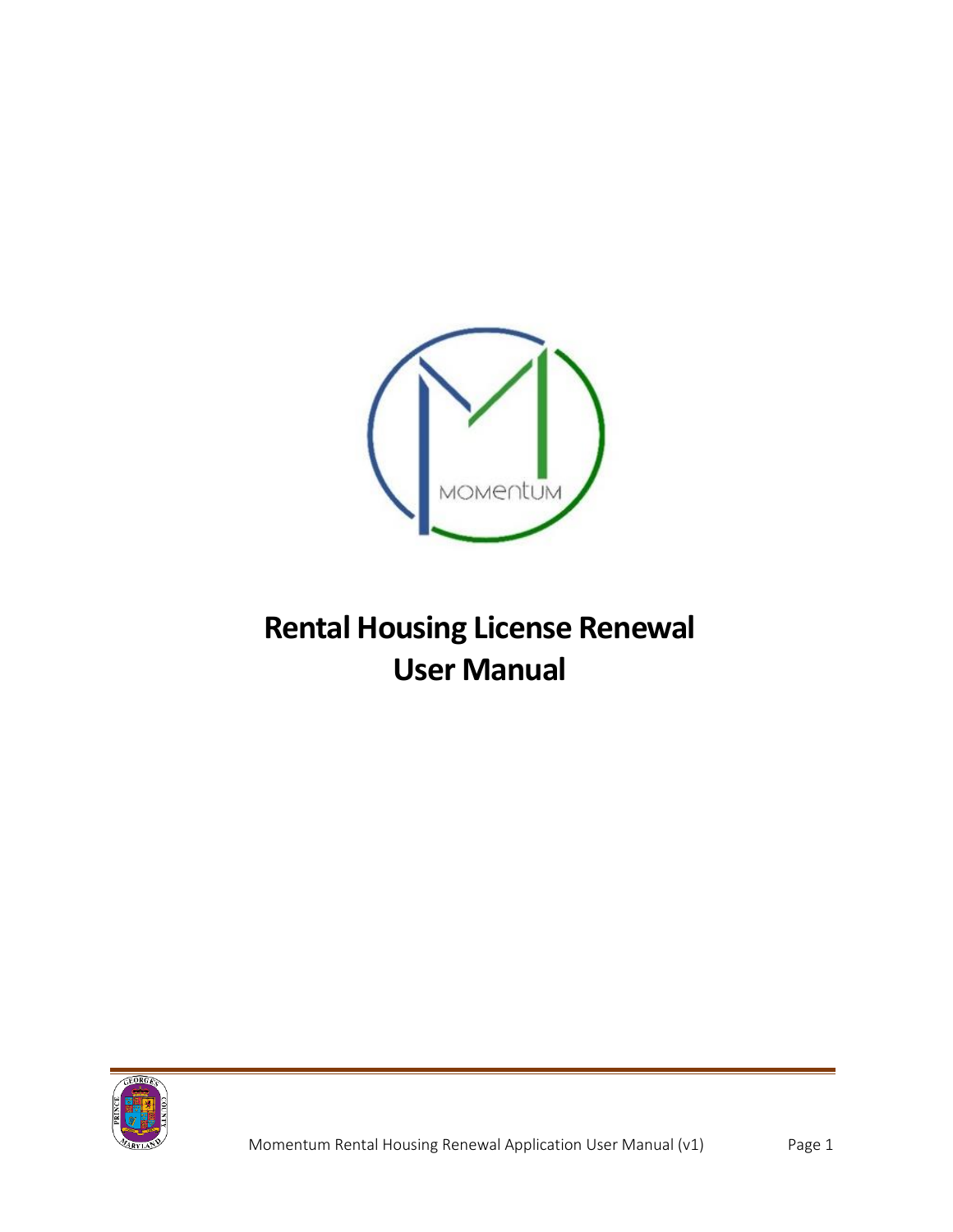# Rental Housing License Renewal User Manual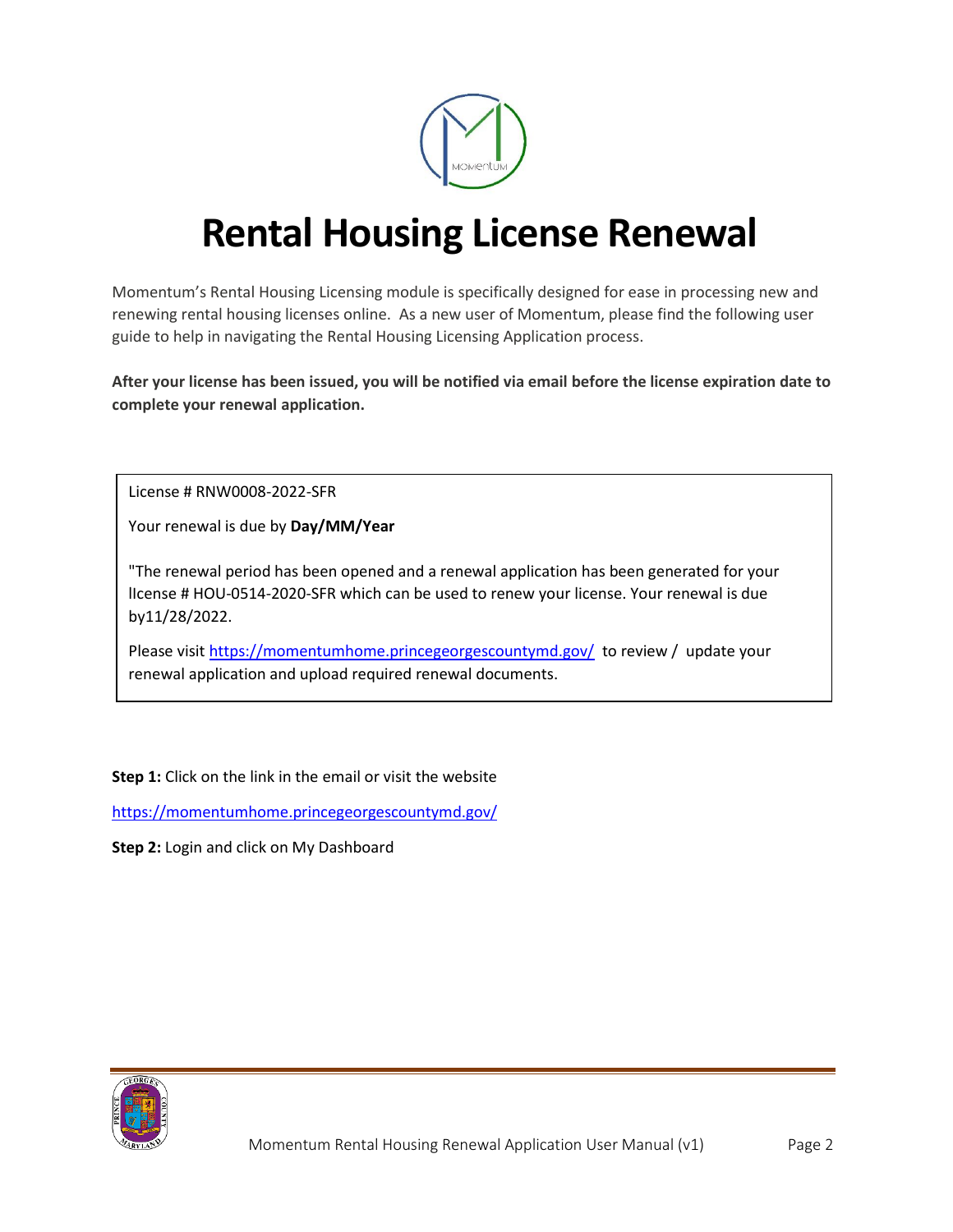# Rental Housing License Renewal

Momentum's Rental Housing Licensing module is specifically designed for ease in processing new and renewing rental housing licenses online. As a new user of Momentum, please find the following user guide to help in navigating the Rental Housing Licensing Application process.

**After your license has been issued, you will be notified via email before the license expiration date to complete your renewal application.**

> License # RNW0008-2022-SFR
>
> Your renewal is due by **Day/MM/Year**
>
> "The renewal period has been opened and a renewal application has been generated for your lIcense # HOU-0514-2020-SFR which can be used to renew your license. Your renewal is due by11/28/2022.
>
> Please visit https://momentumhome.princegeorgescountymd.gov/ to review / update your renewal application and upload required renewal documents.

**Step 1:** Click on the link in the email or visit the website

https://momentumhome.princegeorgescountymd.gov/

**Step 2:** Login and click on My Dashboard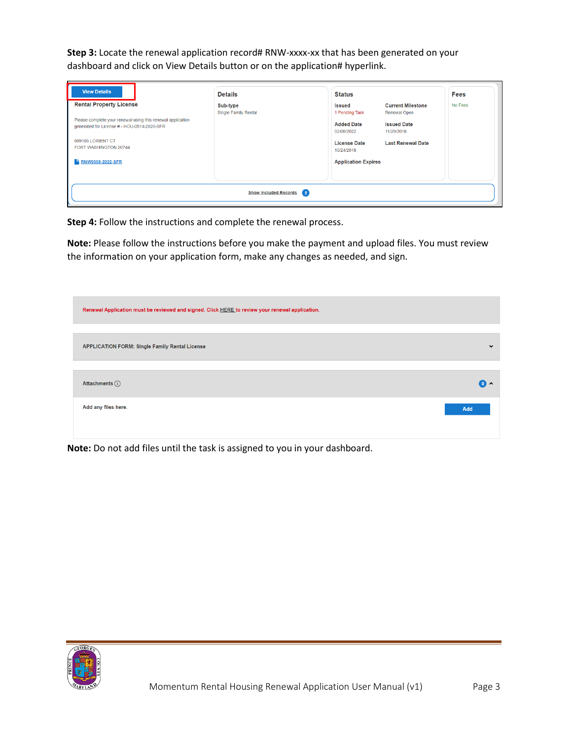**Step 3:** Locate the renewal application record# RNW-xxxx-xx that has been generated on your dashboard and click on View Details button or on the application# hyperlink.

View Details

Rental Property License

Please complete your renewal using this renewal application generated for License # - HOU-0514-2020-SFR

009103 LORIENT CT
FORT WASHINGTON 20744

RNW0008-2022-SFR

| Details | Status | | Fees |
|---|---|---|---|
| Sub-type: Single Family Rental | Issued: 1 Pending Task | Current Milestone: Renewal Open | No Fees |
| | Added Date: 02/08/2022 | Issued Date: 11/29/2018 | |
| | License Date: 10/24/2018 | Last Renewal Date | |
| | Application Expires | | |

Show Included Records 2

**Step 4:** Follow the instructions and complete the renewal process.

**Note:** Please follow the instructions before you make the payment and upload files. You must review the information on your application form, make any changes as needed, and sign.

Renewal Application must be reviewed and signed. Click HERE to review your renewal application.

APPLICATION FORM: Single Family Rental License

Attachments 0

Add any files here.

Add

**Note:** Do not add files until the task is assigned to you in your dashboard.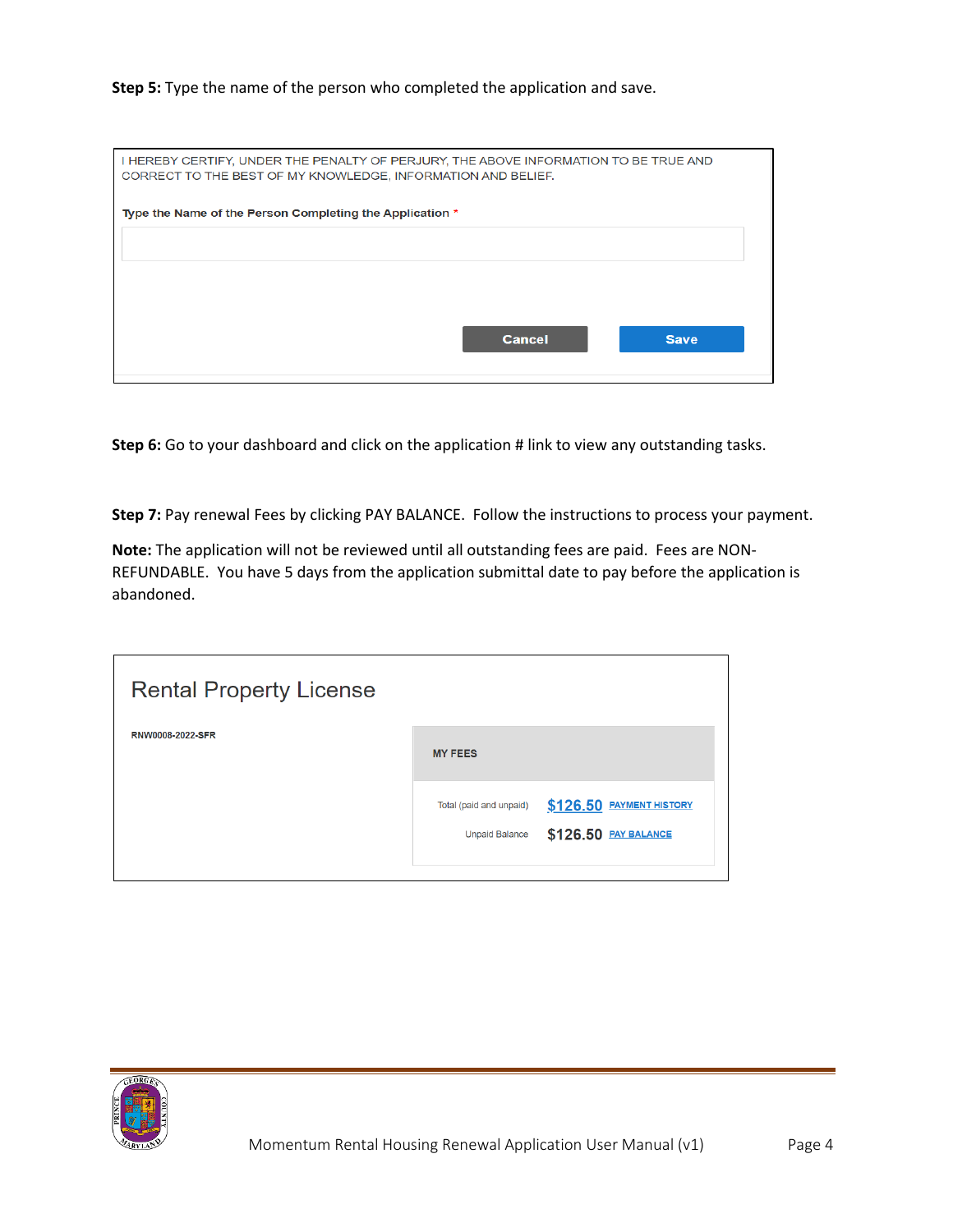**Step 5:** Type the name of the person who completed the application and save.

I HEREBY CERTIFY, UNDER THE PENALTY OF PERJURY, THE ABOVE INFORMATION TO BE TRUE AND CORRECT TO THE BEST OF MY KNOWLEDGE, INFORMATION AND BELIEF.

**Type the Name of the Person Completing the Application** *

Cancel    Save

**Step 6:** Go to your dashboard and click on the application # link to view any outstanding tasks.

**Step 7:** Pay renewal Fees by clicking PAY BALANCE. Follow the instructions to process your payment.

**Note:** The application will not be reviewed until all outstanding fees are paid. Fees are NON-REFUNDABLE. You have 5 days from the application submittal date to pay before the application is abandoned.

Rental Property License

RNW0008-2022-SFR

MY FEES

| | | |
|---|---|---|
| Total (paid and unpaid) | $126.50 | PAYMENT HISTORY |
| Unpaid Balance | $126.50 | PAY BALANCE |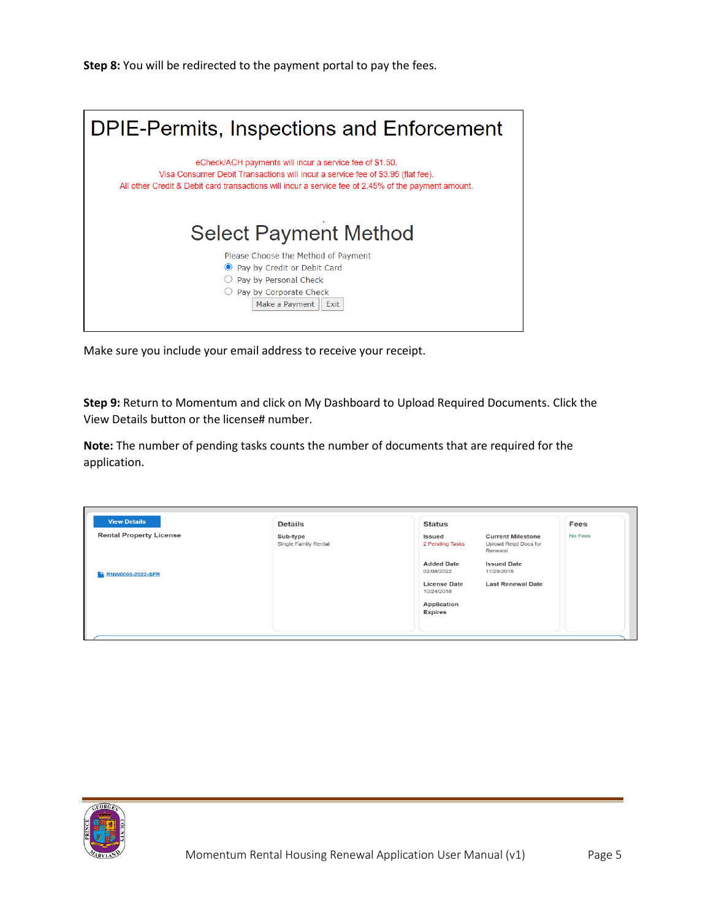**Step 8:** You will be redirected to the payment portal to pay the fees.

DPIE-Permits, Inspections and Enforcement

eCheck/ACH payments will incur a service fee of $1.50.
Visa Consumer Debit Transactions will incur a service fee of $3.95 (flat fee).
All other Credit & Debit card transactions will incur a service fee of 2.45% of the payment amount.

Select Payment Method

Please Choose the Method of Payment
- Pay by Credit or Debit Card
- Pay by Personal Check
- Pay by Corporate Check

Make a Payment | Exit

Make sure you include your email address to receive your receipt.

**Step 9:** Return to Momentum and click on My Dashboard to Upload Required Documents. Click the View Details button or the license# number.

**Note:** The number of pending tasks counts the number of documents that are required for the application.

| View Details | Details | Status | | Fees |
|---|---|---|---|---|
| Rental Property License | **Sub-type** Single Family Rental | **Issued** 2 Pending Tasks | **Current Milestone** Upload Reqd Docs for Renewal | No Fees |
| RNW0008-2022-SFR | | **Added Date** 02/08/2022 | **Issued Date** 11/29/2018 | |
| | | **License Date** 10/24/2018 | **Last Renewal Date** | |
| | | **Application Expires** | | |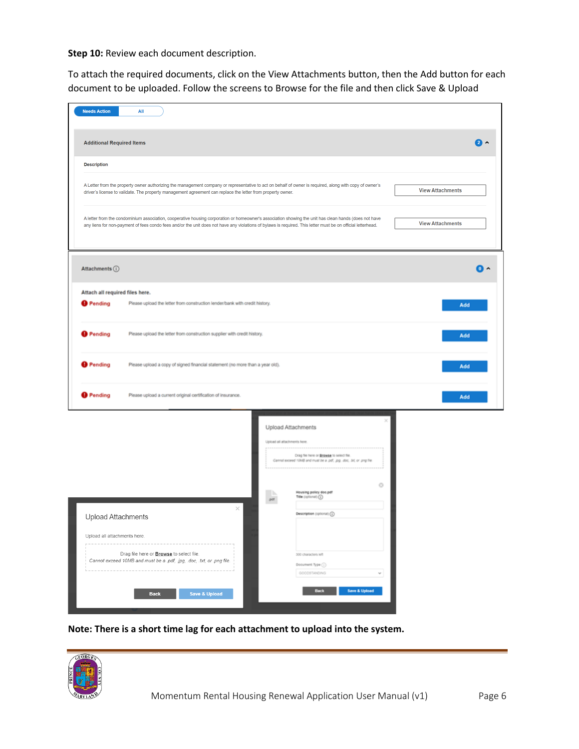**Step 10:** Review each document description.

To attach the required documents, click on the View Attachments button, then the Add button for each document to be uploaded. Follow the screens to Browse for the file and then click Save & Upload

Needs Action | All

**Additional Required Items**

**Description**

A Letter from the property owner authorizing the management company or representative to act on behalf of owner is required, along with copy of owner's driver's license to validate. The property management agreement can replace the letter from property owner. — View Attachments

A letter from the condominium association, cooperative housing corporation or homeowner's association showing the unit has clean hands (does not have any liens for non-payment of fees condo fees and/or the unit does not have any violations of bylaws is required. This letter must be on official letterhead. — View Attachments

**Attachments**

Attach all required files here.

| Status | Description | |
|---|---|---|
| Pending | Please upload the letter from construction lender/bank with credit history. | Add |
| Pending | Please upload the letter from construction supplier with credit history. | Add |
| Pending | Please upload a copy of signed financial statement (no more than a year old). | Add |
| Pending | Please upload a current original certification of insurance. | Add |

**Upload Attachments**

Upload all attachments here

Drag file here or **Browse** to select file.
*Cannot exceed 10MB and must be a .pdf, .jpg, .doc, .txt, or .png file.*

Back | Save & Upload

**Upload Attachments**

Upload all attachments here

Drag file here or **Browse** to select file.
*Cannot exceed 10MB and must be a .pdf, .jpg, .doc, .txt, or .png file.*

Housing policy doc.pdf
Title (optional)
Description (optional)
300 characters left
Document Type
GOODSTANDING

Back | Save & Upload

**Note: There is a short time lag for each attachment to upload into the system.**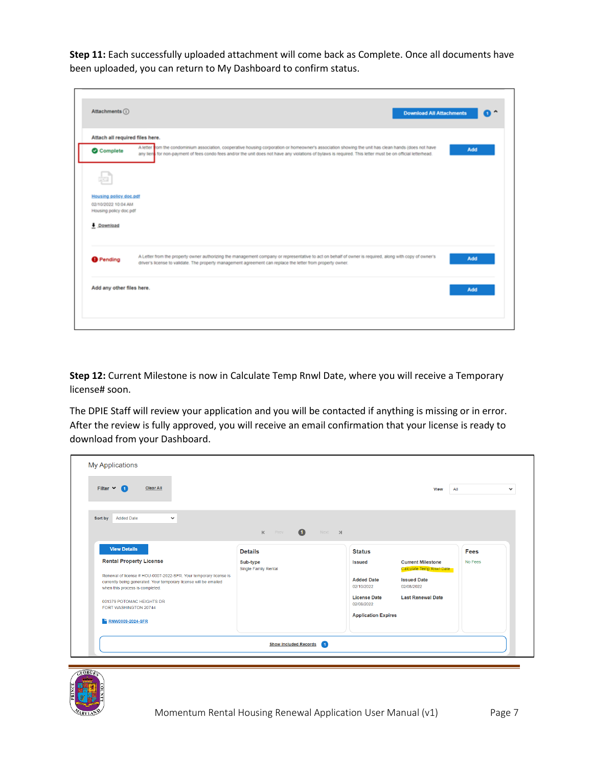**Step 11:** Each successfully uploaded attachment will come back as Complete. Once all documents have been uploaded, you can return to My Dashboard to confirm status.

**Step 12:** Current Milestone is now in Calculate Temp Rnwl Date, where you will receive a Temporary license# soon.

The DPIE Staff will review your application and you will be contacted if anything is missing or in error. After the review is fully approved, you will receive an email confirmation that your license is ready to download from your Dashboard.